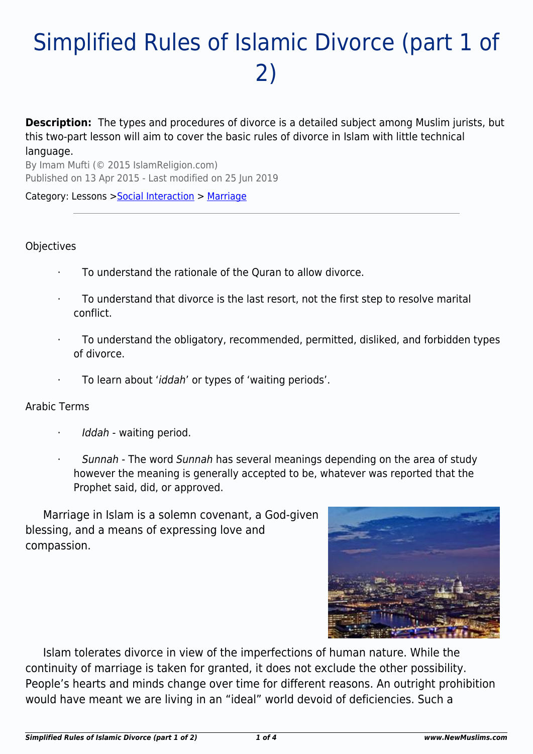# Simplified Rules of Islamic Divorce (part 1 of 2)

**Description:** The types and procedures of divorce is a detailed subject among Muslim jurists, but this two-part lesson will aim to cover the basic rules of divorce in Islam with little technical language.

By Imam Mufti (© 2015 IslamReligion.com)
Published on 13 Apr 2015 - Last modified on 25 Jun 2019

Category: Lessons > Social Interaction > Marriage

---

Objectives

- To understand the rationale of the Quran to allow divorce.
- To understand that divorce is the last resort, not the first step to resolve marital conflict.
- To understand the obligatory, recommended, permitted, disliked, and forbidden types of divorce.
- To learn about '*iddah*' or types of 'waiting periods'.

Arabic Terms

- *Iddah* - waiting period.
- *Sunnah* - The word *Sunnah* has several meanings depending on the area of study however the meaning is generally accepted to be, whatever was reported that the Prophet said, did, or approved.

Marriage in Islam is a solemn covenant, a God-given blessing, and a means of expressing love and compassion.

Islam tolerates divorce in view of the imperfections of human nature. While the continuity of marriage is taken for granted, it does not exclude the other possibility. People's hearts and minds change over time for different reasons. An outright prohibition would have meant we are living in an "ideal" world devoid of deficiencies. Such a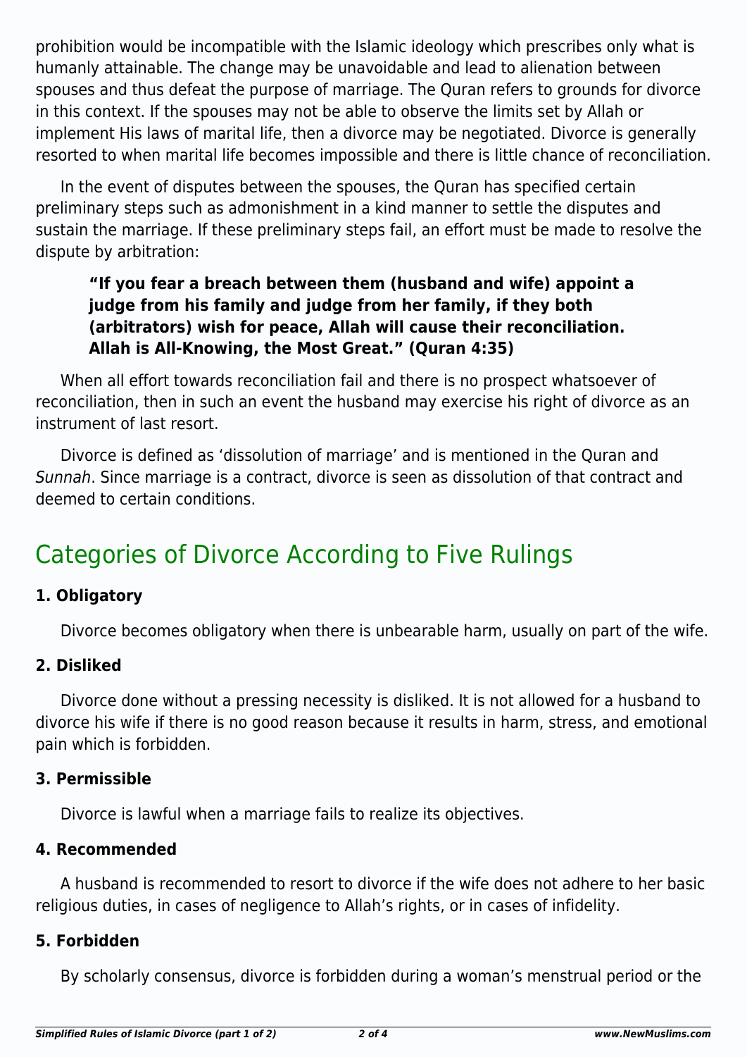prohibition would be incompatible with the Islamic ideology which prescribes only what is humanly attainable. The change may be unavoidable and lead to alienation between spouses and thus defeat the purpose of marriage. The Quran refers to grounds for divorce in this context. If the spouses may not be able to observe the limits set by Allah or implement His laws of marital life, then a divorce may be negotiated. Divorce is generally resorted to when marital life becomes impossible and there is little chance of reconciliation.

In the event of disputes between the spouses, the Quran has specified certain preliminary steps such as admonishment in a kind manner to settle the disputes and sustain the marriage. If these preliminary steps fail, an effort must be made to resolve the dispute by arbitration:

> **"If you fear a breach between them (husband and wife) appoint a judge from his family and judge from her family, if they both (arbitrators) wish for peace, Allah will cause their reconciliation. Allah is All-Knowing, the Most Great." (Quran 4:35)**

When all effort towards reconciliation fail and there is no prospect whatsoever of reconciliation, then in such an event the husband may exercise his right of divorce as an instrument of last resort.

Divorce is defined as 'dissolution of marriage' and is mentioned in the Quran and *Sunnah*. Since marriage is a contract, divorce is seen as dissolution of that contract and deemed to certain conditions.

## Categories of Divorce According to Five Rulings

### 1. Obligatory

Divorce becomes obligatory when there is unbearable harm, usually on part of the wife.

### 2. Disliked

Divorce done without a pressing necessity is disliked. It is not allowed for a husband to divorce his wife if there is no good reason because it results in harm, stress, and emotional pain which is forbidden.

### 3. Permissible

Divorce is lawful when a marriage fails to realize its objectives.

### 4. Recommended

A husband is recommended to resort to divorce if the wife does not adhere to her basic religious duties, in cases of negligence to Allah's rights, or in cases of infidelity.

### 5. Forbidden

By scholarly consensus, divorce is forbidden during a woman's menstrual period or the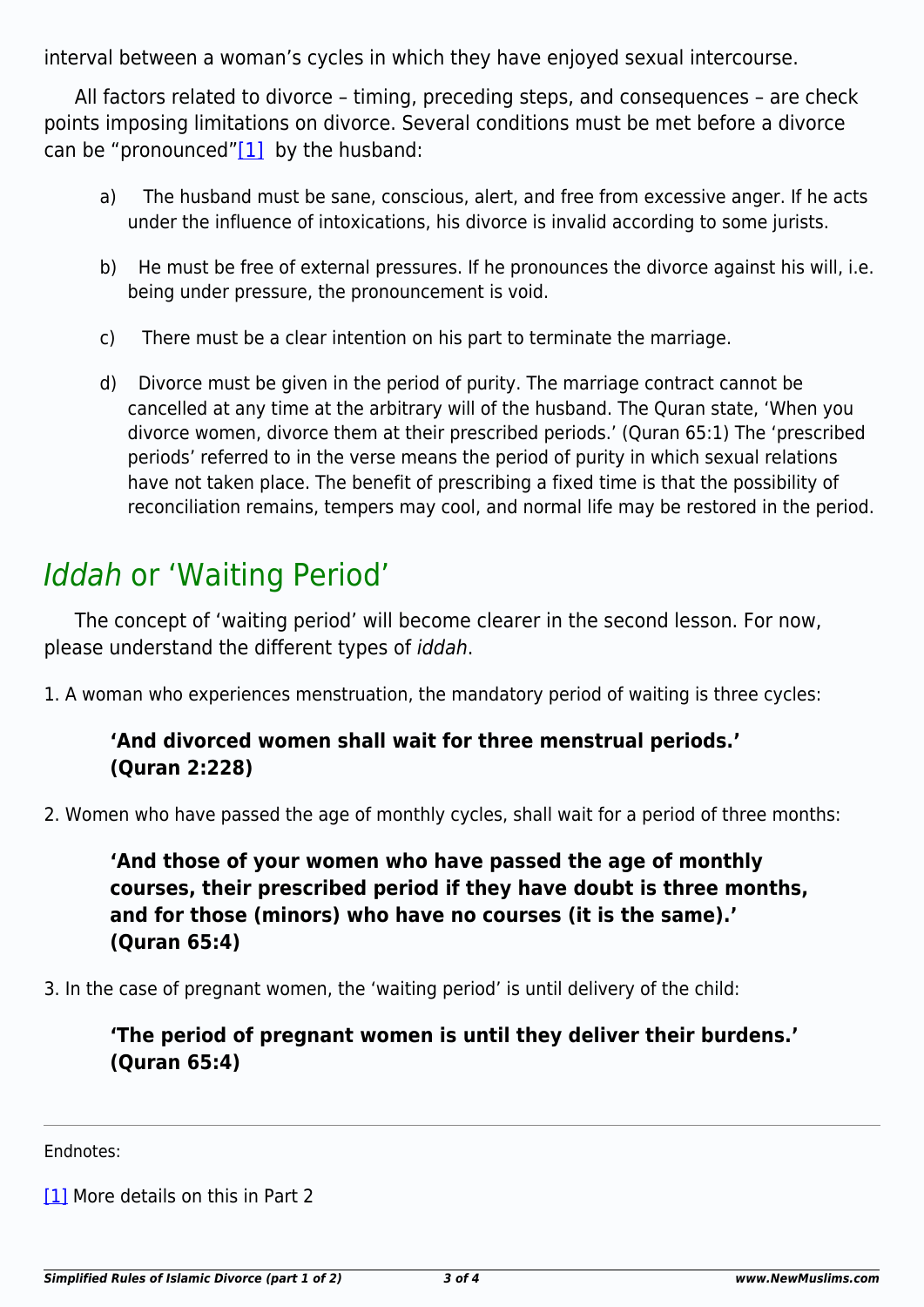interval between a woman's cycles in which they have enjoyed sexual intercourse.

All factors related to divorce – timing, preceding steps, and consequences – are check points imposing limitations on divorce. Several conditions must be met before a divorce can be "pronounced"[1] by the husband:

a) The husband must be sane, conscious, alert, and free from excessive anger. If he acts under the influence of intoxications, his divorce is invalid according to some jurists.

b) He must be free of external pressures. If he pronounces the divorce against his will, i.e. being under pressure, the pronouncement is void.

c) There must be a clear intention on his part to terminate the marriage.

d) Divorce must be given in the period of purity. The marriage contract cannot be cancelled at any time at the arbitrary will of the husband. The Quran state, 'When you divorce women, divorce them at their prescribed periods.' (Quran 65:1) The 'prescribed periods' referred to in the verse means the period of purity in which sexual relations have not taken place. The benefit of prescribing a fixed time is that the possibility of reconciliation remains, tempers may cool, and normal life may be restored in the period.

## *Iddah* or 'Waiting Period'

The concept of 'waiting period' will become clearer in the second lesson. For now, please understand the different types of *iddah*.

1. A woman who experiences menstruation, the mandatory period of waiting is three cycles:

> **'And divorced women shall wait for three menstrual periods.' (Quran 2:228)**

2. Women who have passed the age of monthly cycles, shall wait for a period of three months:

> **'And those of your women who have passed the age of monthly courses, their prescribed period if they have doubt is three months, and for those (minors) who have no courses (it is the same).' (Quran 65:4)**

3. In the case of pregnant women, the 'waiting period' is until delivery of the child:

> **'The period of pregnant women is until they deliver their burdens.' (Quran 65:4)**

---

Endnotes:

[1] More details on this in Part 2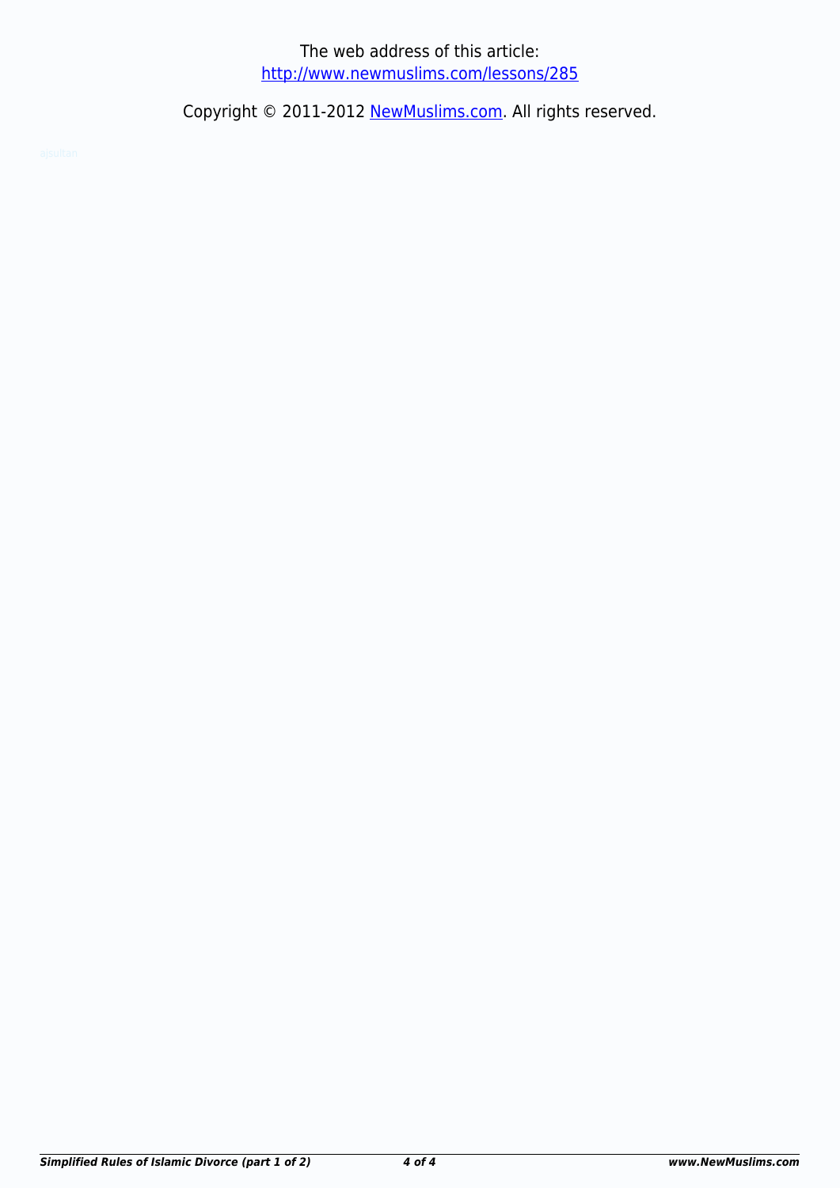The web address of this article:
[http://www.newmuslims.com/lessons/285](http://www.newmuslims.com/lessons/285)

Copyright © 2011-2012 [NewMuslims.com](http://www.newmuslims.com). All rights reserved.

ajsultan